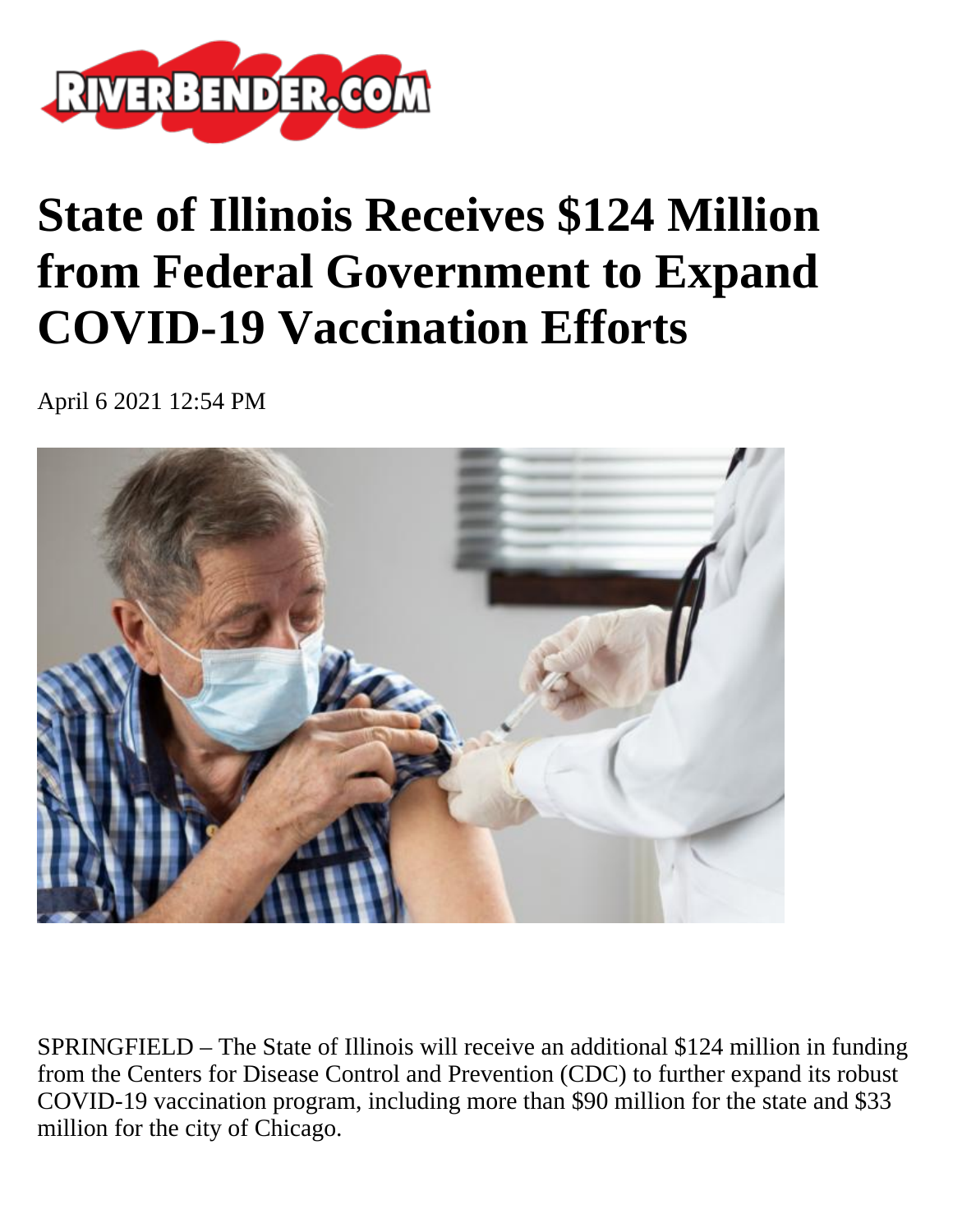# State of Illinois Receives $124 Million from Federal Government to Expand COVID-19 Vaccination Efforts

April 6 2021 12:54 PM

SPRINGFIELD – The State of Illinois will receive an additional $124 million in funding from the Centers for Disease Control and Prevention (CDC) to further expand its robust COVID-19 vaccination program, including more than $90 million for the state and $33 million for the city of Chicago.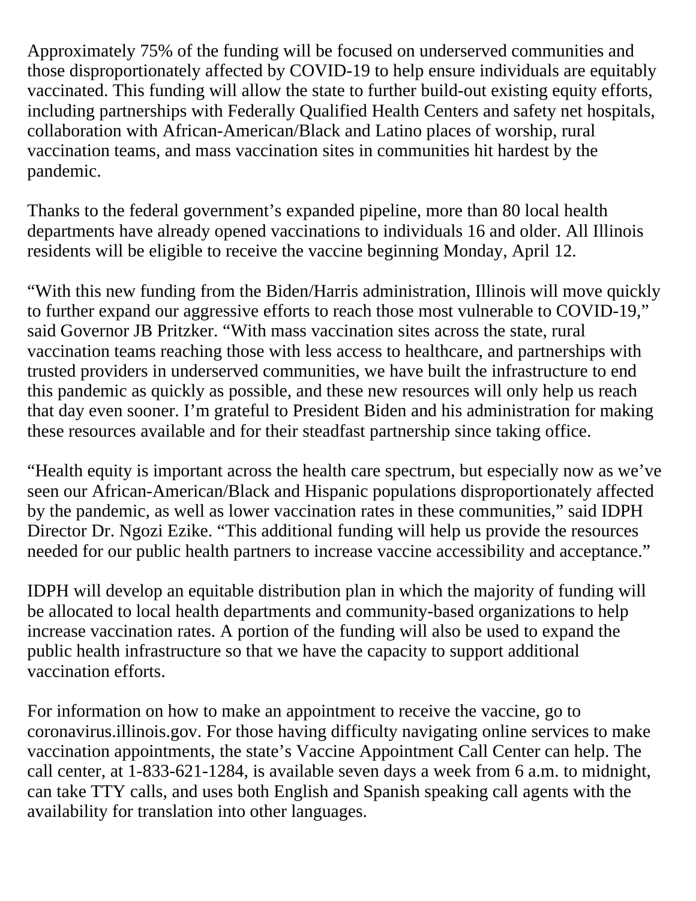Approximately 75% of the funding will be focused on underserved communities and those disproportionately affected by COVID-19 to help ensure individuals are equitably vaccinated. This funding will allow the state to further build-out existing equity efforts, including partnerships with Federally Qualified Health Centers and safety net hospitals, collaboration with African-American/Black and Latino places of worship, rural vaccination teams, and mass vaccination sites in communities hit hardest by the pandemic.

Thanks to the federal government's expanded pipeline, more than 80 local health departments have already opened vaccinations to individuals 16 and older. All Illinois residents will be eligible to receive the vaccine beginning Monday, April 12.

"With this new funding from the Biden/Harris administration, Illinois will move quickly to further expand our aggressive efforts to reach those most vulnerable to COVID-19," said Governor JB Pritzker. "With mass vaccination sites across the state, rural vaccination teams reaching those with less access to healthcare, and partnerships with trusted providers in underserved communities, we have built the infrastructure to end this pandemic as quickly as possible, and these new resources will only help us reach that day even sooner. I'm grateful to President Biden and his administration for making these resources available and for their steadfast partnership since taking office.

"Health equity is important across the health care spectrum, but especially now as we've seen our African-American/Black and Hispanic populations disproportionately affected by the pandemic, as well as lower vaccination rates in these communities," said IDPH Director Dr. Ngozi Ezike. "This additional funding will help us provide the resources needed for our public health partners to increase vaccine accessibility and acceptance."

IDPH will develop an equitable distribution plan in which the majority of funding will be allocated to local health departments and community-based organizations to help increase vaccination rates. A portion of the funding will also be used to expand the public health infrastructure so that we have the capacity to support additional vaccination efforts.

For information on how to make an appointment to receive the vaccine, go to coronavirus.illinois.gov. For those having difficulty navigating online services to make vaccination appointments, the state's Vaccine Appointment Call Center can help. The call center, at 1-833-621-1284, is available seven days a week from 6 a.m. to midnight, can take TTY calls, and uses both English and Spanish speaking call agents with the availability for translation into other languages.